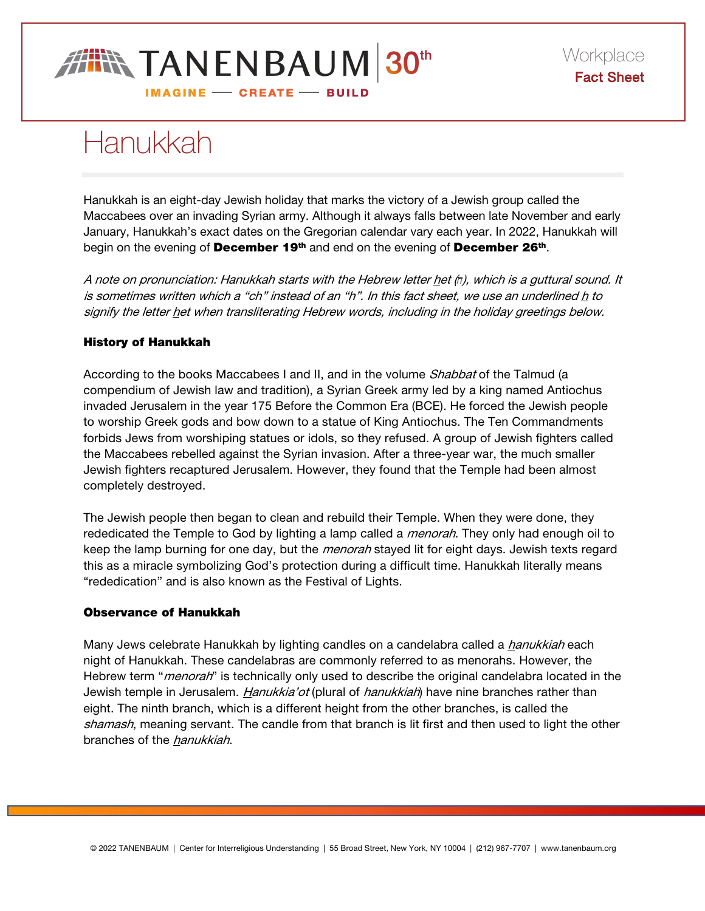TANENBAUM 30th

IMAGINE — CREATE — BUILD

Workplace
**Fact Sheet**

# Hanukkah

Hanukkah is an eight-day Jewish holiday that marks the victory of a Jewish group called the Maccabees over an invading Syrian army. Although it always falls between late November and early January, Hanukkah's exact dates on the Gregorian calendar vary each year. In 2022, Hanukkah will begin on the evening of **December 19th** and end on the evening of **December 26th**.

*A note on pronunciation: Hanukkah starts with the Hebrew letter <u>h</u>et (ח), which is a guttural sound. It is sometimes written which a "ch" instead of an "h". In this fact sheet, we use an underlined <u>h</u> to signify the letter <u>h</u>et when transliterating Hebrew words, including in the holiday greetings below.*

**History of Hanukkah**

According to the books Maccabees I and II, and in the volume *Shabbat* of the Talmud (a compendium of Jewish law and tradition), a Syrian Greek army led by a king named Antiochus invaded Jerusalem in the year 175 Before the Common Era (BCE). He forced the Jewish people to worship Greek gods and bow down to a statue of King Antiochus. The Ten Commandments forbids Jews from worshiping statues or idols, so they refused. A group of Jewish fighters called the Maccabees rebelled against the Syrian invasion. After a three-year war, the much smaller Jewish fighters recaptured Jerusalem. However, they found that the Temple had been almost completely destroyed.

The Jewish people then began to clean and rebuild their Temple. When they were done, they rededicated the Temple to God by lighting a lamp called a *menorah*. They only had enough oil to keep the lamp burning for one day, but the *menorah* stayed lit for eight days. Jewish texts regard this as a miracle symbolizing God's protection during a difficult time. Hanukkah literally means "rededication" and is also known as the Festival of Lights.

**Observance of Hanukkah**

Many Jews celebrate Hanukkah by lighting candles on a candelabra called a *<u>h</u>anukkiah* each night of Hanukkah. These candelabras are commonly referred to as menorahs. However, the Hebrew term "*menorah*" is technically only used to describe the original candelabra located in the Jewish temple in Jerusalem. *<u>H</u>anukkia'ot* (plural of *<u>h</u>anukkiah*) have nine branches rather than eight. The ninth branch, which is a different height from the other branches, is called the *shamash*, meaning servant. The candle from that branch is lit first and then used to light the other branches of the *<u>h</u>anukkiah*.

© 2022 TANENBAUM | Center for Interreligious Understanding | 55 Broad Street, New York, NY 10004 | (212) 967-7707 | www.tanenbaum.org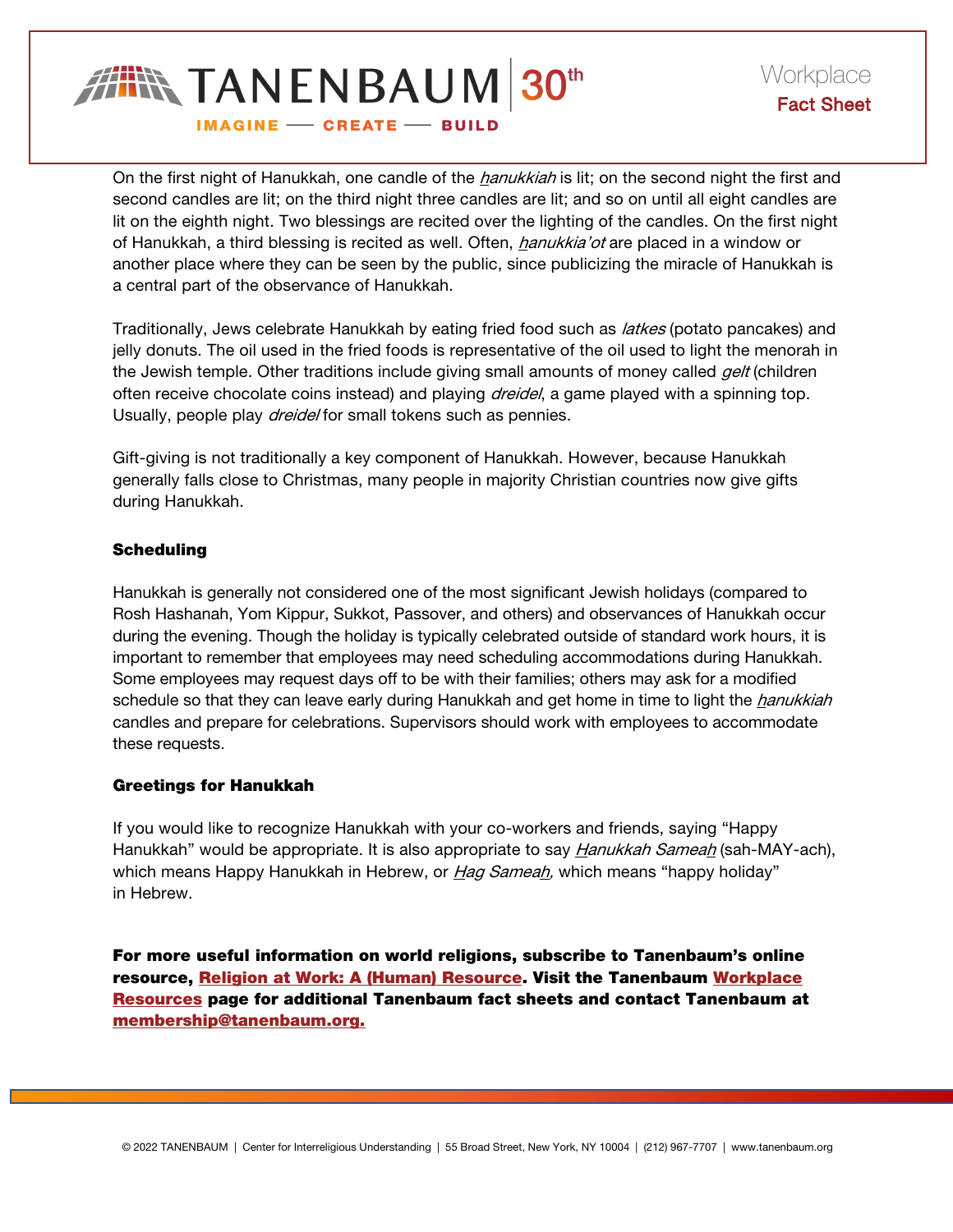On the first night of Hanukkah, one candle of the *hanukkiah* is lit; on the second night the first and second candles are lit; on the third night three candles are lit; and so on until all eight candles are lit on the eighth night. Two blessings are recited over the lighting of the candles. On the first night of Hanukkah, a third blessing is recited as well. Often, *hanukkia'ot* are placed in a window or another place where they can be seen by the public, since publicizing the miracle of Hanukkah is a central part of the observance of Hanukkah.

Traditionally, Jews celebrate Hanukkah by eating fried food such as *latkes* (potato pancakes) and jelly donuts. The oil used in the fried foods is representative of the oil used to light the menorah in the Jewish temple. Other traditions include giving small amounts of money called *gelt* (children often receive chocolate coins instead) and playing *dreidel*, a game played with a spinning top. Usually, people play *dreidel* for small tokens such as pennies.

Gift-giving is not traditionally a key component of Hanukkah. However, because Hanukkah generally falls close to Christmas, many people in majority Christian countries now give gifts during Hanukkah.

**Scheduling**

Hanukkah is generally not considered one of the most significant Jewish holidays (compared to Rosh Hashanah, Yom Kippur, Sukkot, Passover, and others) and observances of Hanukkah occur during the evening. Though the holiday is typically celebrated outside of standard work hours, it is important to remember that employees may need scheduling accommodations during Hanukkah. Some employees may request days off to be with their families; others may ask for a modified schedule so that they can leave early during Hanukkah and get home in time to light the *hanukkiah* candles and prepare for celebrations. Supervisors should work with employees to accommodate these requests.

**Greetings for Hanukkah**

If you would like to recognize Hanukkah with your co-workers and friends, saying "Happy Hanukkah" would be appropriate. It is also appropriate to say *Hanukkah Sameah* (sah-MAY-ach), which means Happy Hanukkah in Hebrew, or *Hag Sameah,* which means "happy holiday" in Hebrew.

**For more useful information on world religions, subscribe to Tanenbaum's online resource, Religion at Work: A (Human) Resource. Visit the Tanenbaum Workplace Resources page for additional Tanenbaum fact sheets and contact Tanenbaum at membership@tanenbaum.org.**